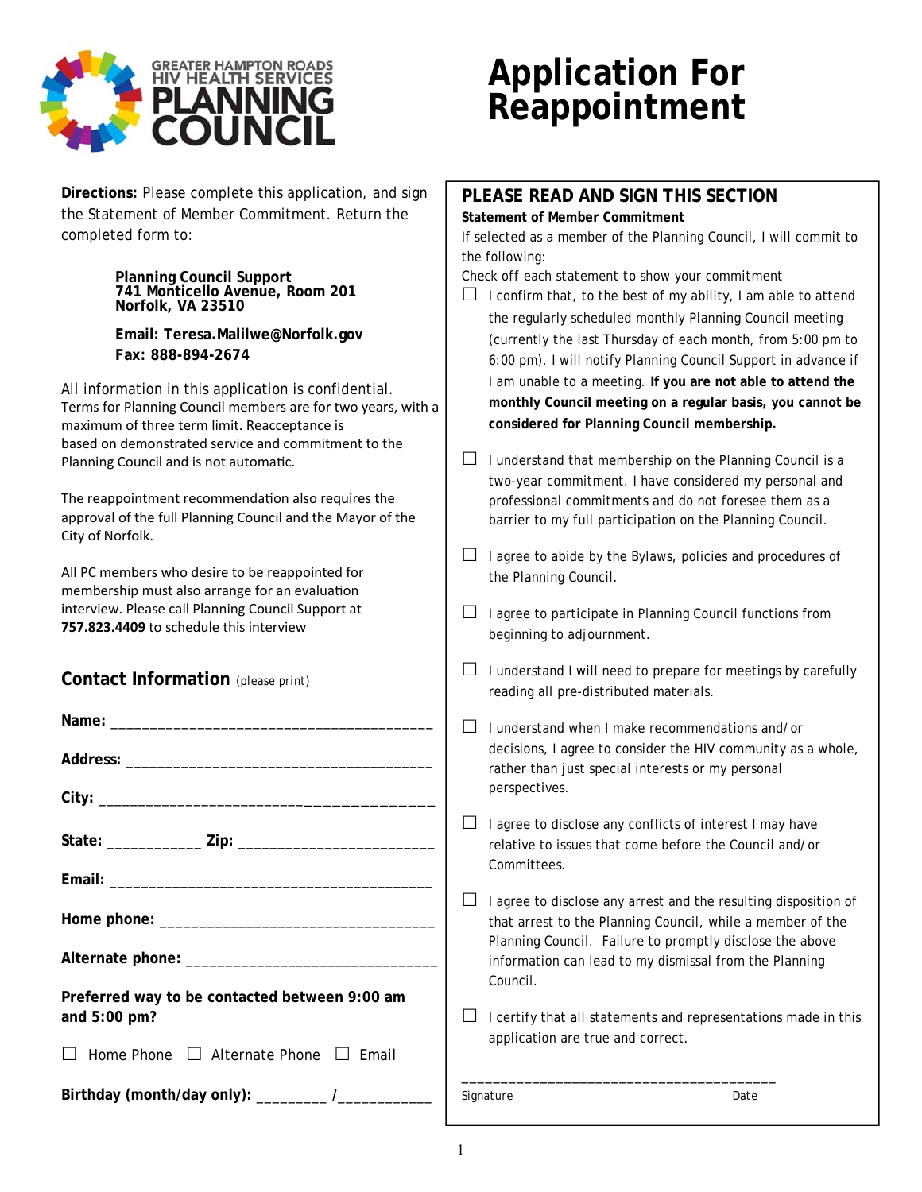GREATER HAMPTON ROADS HIV HEALTH SERVICES PLANNING COUNCIL

# Application For Reappointment

**Directions:** Please complete this application, and sign the Statement of Member Commitment. Return the completed form to:

**Planning Council Support**
**741 Monticello Avenue, Room 201**
**Norfolk, VA 23510**

**Email: Teresa.Malilwe@Norfolk.gov**
**Fax: 888-894-2674**

All information in this application is confidential.
Terms for Planning Council members are for two years, with a maximum of three term limit. Reacceptance is based on demonstrated service and commitment to the Planning Council and is not automatic.

The reappointment recommendation also requires the approval of the full Planning Council and the Mayor of the City of Norfolk.

All PC members who desire to be reappointed for membership must also arrange for an evaluation interview. Please call Planning Council Support at **757.823.4409** to schedule this interview

## Contact Information (please print)

**Name:** ________________________________________

**Address:** ______________________________________

**City:** ________________________________________

**State:** ___________ **Zip:** ________________________

**Email:** ________________________________________

**Home phone:** __________________________________

**Alternate phone:** _______________________________

**Preferred way to be contacted between 9:00 am and 5:00 pm?**

☐ Home Phone ☐ Alternate Phone ☐ Email

**Birthday (month/day only):** ________ /___________

## PLEASE READ AND SIGN THIS SECTION

**Statement of Member Commitment**

If selected as a member of the Planning Council, I will commit to the following:

Check off each statement to show your commitment

☐ I confirm that, to the best of my ability, I am able to attend the regularly scheduled monthly Planning Council meeting (currently the last Thursday of each month, from 5:00 pm to 6:00 pm). I will notify Planning Council Support in advance if I am unable to a meeting. **If you are not able to attend the monthly Council meeting on a regular basis, you cannot be considered for Planning Council membership.**

☐ I understand that membership on the Planning Council is a two-year commitment. I have considered my personal and professional commitments and do not foresee them as a barrier to my full participation on the Planning Council.

☐ I agree to abide by the Bylaws, policies and procedures of the Planning Council.

☐ I agree to participate in Planning Council functions from beginning to adjournment.

☐ I understand I will need to prepare for meetings by carefully reading all pre-distributed materials.

☐ I understand when I make recommendations and/or decisions, I agree to consider the HIV community as a whole, rather than just special interests or my personal perspectives.

☐ I agree to disclose any conflicts of interest I may have relative to issues that come before the Council and/or Committees.

☐ I agree to disclose any arrest and the resulting disposition of that arrest to the Planning Council, while a member of the Planning Council. Failure to promptly disclose the above information can lead to my dismissal from the Planning Council.

☐ I certify that all statements and representations made in this application are true and correct.

________________________________________
Signature Date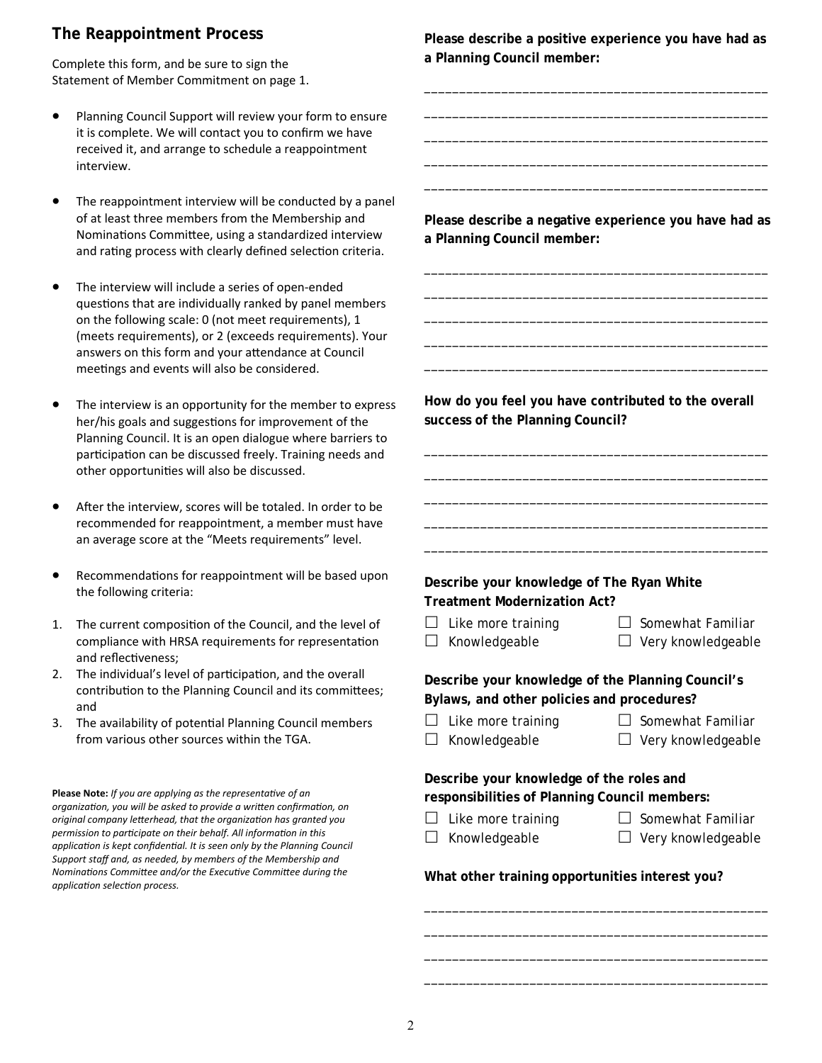## The Reappointment Process

Complete this form, and be sure to sign the Statement of Member Commitment on page 1.

- Planning Council Support will review your form to ensure it is complete. We will contact you to confirm we have received it, and arrange to schedule a reappointment interview.
- The reappointment interview will be conducted by a panel of at least three members from the Membership and Nominations Committee, using a standardized interview and rating process with clearly defined selection criteria.
- The interview will include a series of open-ended questions that are individually ranked by panel members on the following scale: 0 (not meet requirements), 1 (meets requirements), or 2 (exceeds requirements). Your answers on this form and your attendance at Council meetings and events will also be considered.
- The interview is an opportunity for the member to express her/his goals and suggestions for improvement of the Planning Council. It is an open dialogue where barriers to participation can be discussed freely. Training needs and other opportunities will also be discussed.
- After the interview, scores will be totaled. In order to be recommended for reappointment, a member must have an average score at the "Meets requirements" level.
- Recommendations for reappointment will be based upon the following criteria:

1. The current composition of the Council, and the level of compliance with HRSA requirements for representation and reflectiveness;
2. The individual's level of participation, and the overall contribution to the Planning Council and its committees; and
3. The availability of potential Planning Council members from various other sources within the TGA.

**Please Note:** *If you are applying as the representative of an organization, you will be asked to provide a written confirmation, on original company letterhead, that the organization has granted you permission to participate on their behalf. All information in this application is kept confidential. It is seen only by the Planning Council Support staff and, as needed, by members of the Membership and Nominations Committee and/or the Executive Committee during the application selection process.*

**Please describe a positive experience you have had as a Planning Council member:**

_______________________________________________

_______________________________________________

_______________________________________________

_______________________________________________

_______________________________________________

**Please describe a negative experience you have had as a Planning Council member:**

_______________________________________________

_______________________________________________

_______________________________________________

_______________________________________________

_______________________________________________

**How do you feel you have contributed to the overall success of the Planning Council?**

_______________________________________________

_______________________________________________

_______________________________________________

_______________________________________________

_______________________________________________

**Describe your knowledge of The Ryan White Treatment Modernization Act?**

☐ Like more training ☐ Somewhat Familiar
☐ Knowledgeable ☐ Very knowledgeable

**Describe your knowledge of the Planning Council's Bylaws, and other policies and procedures?**

☐ Like more training ☐ Somewhat Familiar
☐ Knowledgeable ☐ Very knowledgeable

**Describe your knowledge of the roles and responsibilities of Planning Council members:**

☐ Like more training ☐ Somewhat Familiar
☐ Knowledgeable ☐ Very knowledgeable

**What other training opportunities interest you?**

_______________________________________________

_______________________________________________

_______________________________________________

_______________________________________________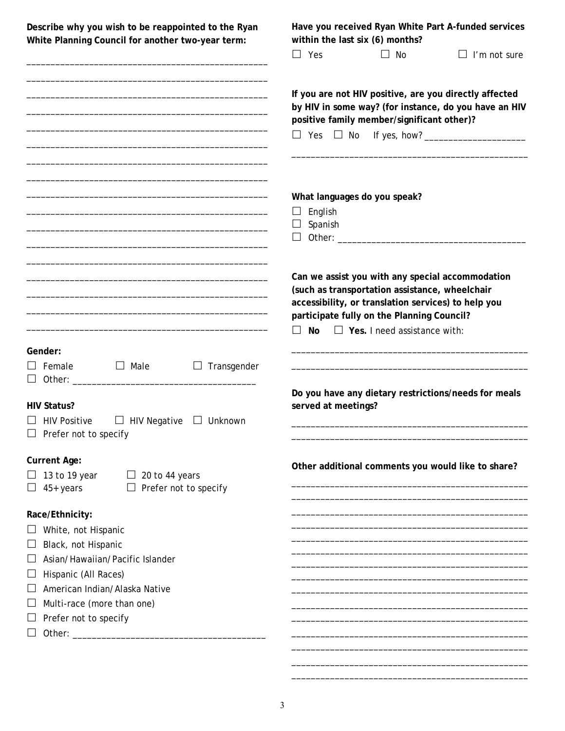**Describe why you wish to be reappointed to the Ryan White Planning Council for another two-year term:**

\_\_\_\_\_\_\_\_\_\_\_\_\_\_\_\_\_\_\_\_\_\_\_\_\_\_\_\_\_\_\_\_\_\_\_\_\_\_\_\_\_\_\_\_\_\_\_\_\_\_

\_\_\_\_\_\_\_\_\_\_\_\_\_\_\_\_\_\_\_\_\_\_\_\_\_\_\_\_\_\_\_\_\_\_\_\_\_\_\_\_\_\_\_\_\_\_\_\_\_\_

\_\_\_\_\_\_\_\_\_\_\_\_\_\_\_\_\_\_\_\_\_\_\_\_\_\_\_\_\_\_\_\_\_\_\_\_\_\_\_\_\_\_\_\_\_\_\_\_\_\_

\_\_\_\_\_\_\_\_\_\_\_\_\_\_\_\_\_\_\_\_\_\_\_\_\_\_\_\_\_\_\_\_\_\_\_\_\_\_\_\_\_\_\_\_\_\_\_\_\_\_

\_\_\_\_\_\_\_\_\_\_\_\_\_\_\_\_\_\_\_\_\_\_\_\_\_\_\_\_\_\_\_\_\_\_\_\_\_\_\_\_\_\_\_\_\_\_\_\_\_\_

**Gender:**

☐ Female ☐ Male ☐ Transgender
☐ Other: \_\_\_\_\_\_\_\_\_\_\_\_\_\_\_\_\_\_\_\_\_\_\_\_\_\_\_\_\_\_\_\_\_\_\_\_

**HIV Status?**

☐ HIV Positive ☐ HIV Negative ☐ Unknown
☐ Prefer not to specify

**Current Age:**

☐ 13 to 19 year ☐ 20 to 44 years
☐ 45+ years ☐ Prefer not to specify

**Race/Ethnicity:**

☐ White, not Hispanic
☐ Black, not Hispanic
☐ Asian/Hawaiian/Pacific Islander
☐ Hispanic (All Races)
☐ American Indian/Alaska Native
☐ Multi-race (more than one)
☐ Prefer not to specify
☐ Other: \_\_\_\_\_\_\_\_\_\_\_\_\_\_\_\_\_\_\_\_\_\_\_\_\_\_\_\_\_\_\_\_\_\_\_\_\_\_\_

**Have you received Ryan White Part A-funded services within the last six (6) months?**

☐ Yes ☐ No ☐ I'm not sure

**If you are not HIV positive, are you directly affected by HIV in some way? (for instance, do you have an HIV positive family member/significant other)?**

☐ Yes ☐ No If yes, how? \_\_\_\_\_\_\_\_\_\_\_\_\_\_\_\_\_\_\_\_

\_\_\_\_\_\_\_\_\_\_\_\_\_\_\_\_\_\_\_\_\_\_\_\_\_\_\_\_\_\_\_\_\_\_\_\_\_\_\_\_\_\_\_\_\_\_\_\_\_\_

**What languages do you speak?**

☐ English
☐ Spanish
☐ Other: \_\_\_\_\_\_\_\_\_\_\_\_\_\_\_\_\_\_\_\_\_\_\_\_\_\_\_\_\_\_\_\_\_\_\_\_\_\_

**Can we assist you with any special accommodation (such as transportation assistance, wheelchair accessibility, or translation services) to help you participate fully on the Planning Council?**

☐ **No** ☐ **Yes.** I need assistance with:

\_\_\_\_\_\_\_\_\_\_\_\_\_\_\_\_\_\_\_\_\_\_\_\_\_\_\_\_\_\_\_\_\_\_\_\_\_\_\_\_\_\_\_\_\_\_\_\_\_\_

\_\_\_\_\_\_\_\_\_\_\_\_\_\_\_\_\_\_\_\_\_\_\_\_\_\_\_\_\_\_\_\_\_\_\_\_\_\_\_\_\_\_\_\_\_\_\_\_\_\_

**Do you have any dietary restrictions/needs for meals served at meetings?**

\_\_\_\_\_\_\_\_\_\_\_\_\_\_\_\_\_\_\_\_\_\_\_\_\_\_\_\_\_\_\_\_\_\_\_\_\_\_\_\_\_\_\_\_\_\_\_\_\_\_

\_\_\_\_\_\_\_\_\_\_\_\_\_\_\_\_\_\_\_\_\_\_\_\_\_\_\_\_\_\_\_\_\_\_\_\_\_\_\_\_\_\_\_\_\_\_\_\_\_\_

**Other additional comments you would like to share?**

\_\_\_\_\_\_\_\_\_\_\_\_\_\_\_\_\_\_\_\_\_\_\_\_\_\_\_\_\_\_\_\_\_\_\_\_\_\_\_\_\_\_\_\_\_\_\_\_\_\_

\_\_\_\_\_\_\_\_\_\_\_\_\_\_\_\_\_\_\_\_\_\_\_\_\_\_\_\_\_\_\_\_\_\_\_\_\_\_\_\_\_\_\_\_\_\_\_\_\_\_

\_\_\_\_\_\_\_\_\_\_\_\_\_\_\_\_\_\_\_\_\_\_\_\_\_\_\_\_\_\_\_\_\_\_\_\_\_\_\_\_\_\_\_\_\_\_\_\_\_\_

\_\_\_\_\_\_\_\_\_\_\_\_\_\_\_\_\_\_\_\_\_\_\_\_\_\_\_\_\_\_\_\_\_\_\_\_\_\_\_\_\_\_\_\_\_\_\_\_\_\_

\_\_\_\_\_\_\_\_\_\_\_\_\_\_\_\_\_\_\_\_\_\_\_\_\_\_\_\_\_\_\_\_\_\_\_\_\_\_\_\_\_\_\_\_\_\_\_\_\_\_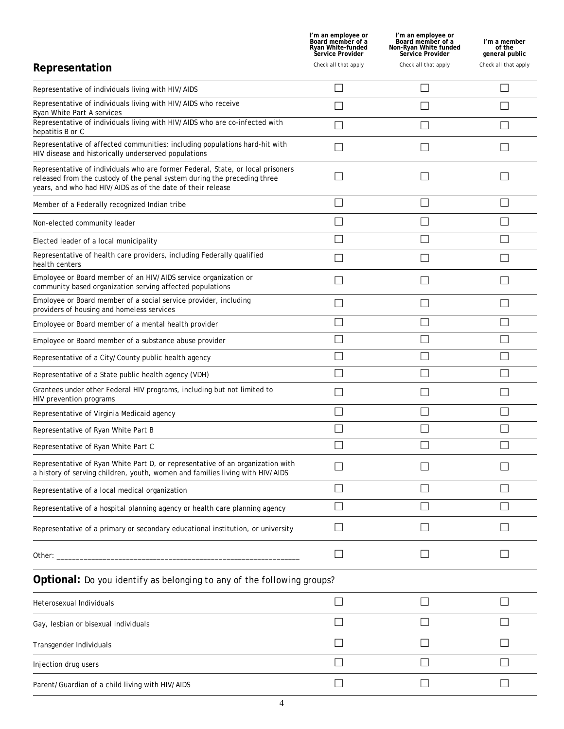| Representation | I'm an employee or Board member of a Ryan White-funded Service Provider<br>Check all that apply | I'm an employee or Board member of a Non-Ryan White funded Service Provider<br>Check all that apply | I'm a member of the general public<br>Check all that apply |
|---|---|---|---|
| Representative of individuals living with HIV/AIDS | ☐ | ☐ | ☐ |
| Representative of individuals living with HIV/AIDS who receive Ryan White Part A services | ☐ | ☐ | ☐ |
| Representative of individuals living with HIV/AIDS who are co-infected with hepatitis B or C | ☐ | ☐ | ☐ |
| Representative of affected communities; including populations hard-hit with HIV disease and historically underserved populations | ☐ | ☐ | ☐ |
| Representative of individuals who are former Federal, State, or local prisoners released from the custody of the penal system during the preceding three years, and who had HIV/AIDS as of the date of their release | ☐ | ☐ | ☐ |
| Member of a Federally recognized Indian tribe | ☐ | ☐ | ☐ |
| Non-elected community leader | ☐ | ☐ | ☐ |
| Elected leader of a local municipality | ☐ | ☐ | ☐ |
| Representative of health care providers, including Federally qualified health centers | ☐ | ☐ | ☐ |
| Employee or Board member of an HIV/AIDS service organization or community based organization serving affected populations | ☐ | ☐ | ☐ |
| Employee or Board member of a social service provider, including providers of housing and homeless services | ☐ | ☐ | ☐ |
| Employee or Board member of a mental health provider | ☐ | ☐ | ☐ |
| Employee or Board member of a substance abuse provider | ☐ | ☐ | ☐ |
| Representative of a City/County public health agency | ☐ | ☐ | ☐ |
| Representative of a State public health agency (VDH) | ☐ | ☐ | ☐ |
| Grantees under other Federal HIV programs, including but not limited to HIV prevention programs | ☐ | ☐ | ☐ |
| Representative of Virginia Medicaid agency | ☐ | ☐ | ☐ |
| Representative of Ryan White Part B | ☐ | ☐ | ☐ |
| Representative of Ryan White Part C | ☐ | ☐ | ☐ |
| Representative of Ryan White Part D, or representative of an organization with a history of serving children, youth, women and families living with HIV/AIDS | ☐ | ☐ | ☐ |
| Representative of a local medical organization | ☐ | ☐ | ☐ |
| Representative of a hospital planning agency or health care planning agency | ☐ | ☐ | ☐ |
| Representative of a primary or secondary educational institution, or university | ☐ | ☐ | ☐ |
| Other: ________________________________________________________________ | ☐ | ☐ | ☐ |

**Optional:** *Do you identify as belonging to any of the following groups?*

| | | | |
|---|---|---|---|
| Heterosexual Individuals | ☐ | ☐ | ☐ |
| Gay, lesbian or bisexual individuals | ☐ | ☐ | ☐ |
| Transgender Individuals | ☐ | ☐ | ☐ |
| Injection drug users | ☐ | ☐ | ☐ |
| Parent/Guardian of a child living with HIV/AIDS | ☐ | ☐ | ☐ |